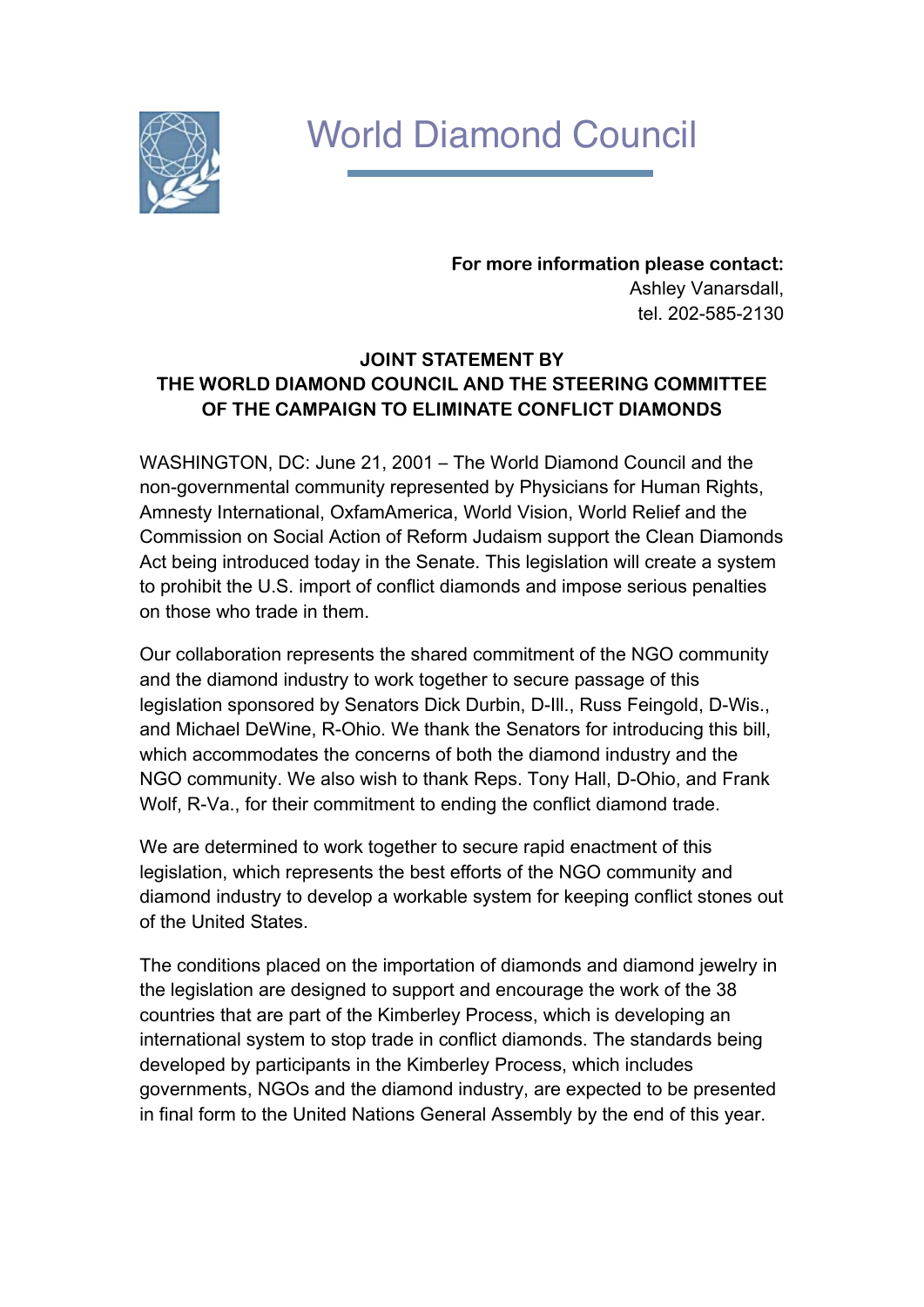# World Diamond Council

**For more information please contact:**
Ashley Vanarsdall,
tel. 202-585-2130

## JOINT STATEMENT BY THE WORLD DIAMOND COUNCIL AND THE STEERING COMMITTEE OF THE CAMPAIGN TO ELIMINATE CONFLICT DIAMONDS

WASHINGTON, DC: June 21, 2001 – The World Diamond Council and the non-governmental community represented by Physicians for Human Rights, Amnesty International, OxfamAmerica, World Vision, World Relief and the Commission on Social Action of Reform Judaism support the Clean Diamonds Act being introduced today in the Senate. This legislation will create a system to prohibit the U.S. import of conflict diamonds and impose serious penalties on those who trade in them.

Our collaboration represents the shared commitment of the NGO community and the diamond industry to work together to secure passage of this legislation sponsored by Senators Dick Durbin, D-Ill., Russ Feingold, D-Wis., and Michael DeWine, R-Ohio. We thank the Senators for introducing this bill, which accommodates the concerns of both the diamond industry and the NGO community. We also wish to thank Reps. Tony Hall, D-Ohio, and Frank Wolf, R-Va., for their commitment to ending the conflict diamond trade.

We are determined to work together to secure rapid enactment of this legislation, which represents the best efforts of the NGO community and diamond industry to develop a workable system for keeping conflict stones out of the United States.

The conditions placed on the importation of diamonds and diamond jewelry in the legislation are designed to support and encourage the work of the 38 countries that are part of the Kimberley Process, which is developing an international system to stop trade in conflict diamonds. The standards being developed by participants in the Kimberley Process, which includes governments, NGOs and the diamond industry, are expected to be presented in final form to the United Nations General Assembly by the end of this year.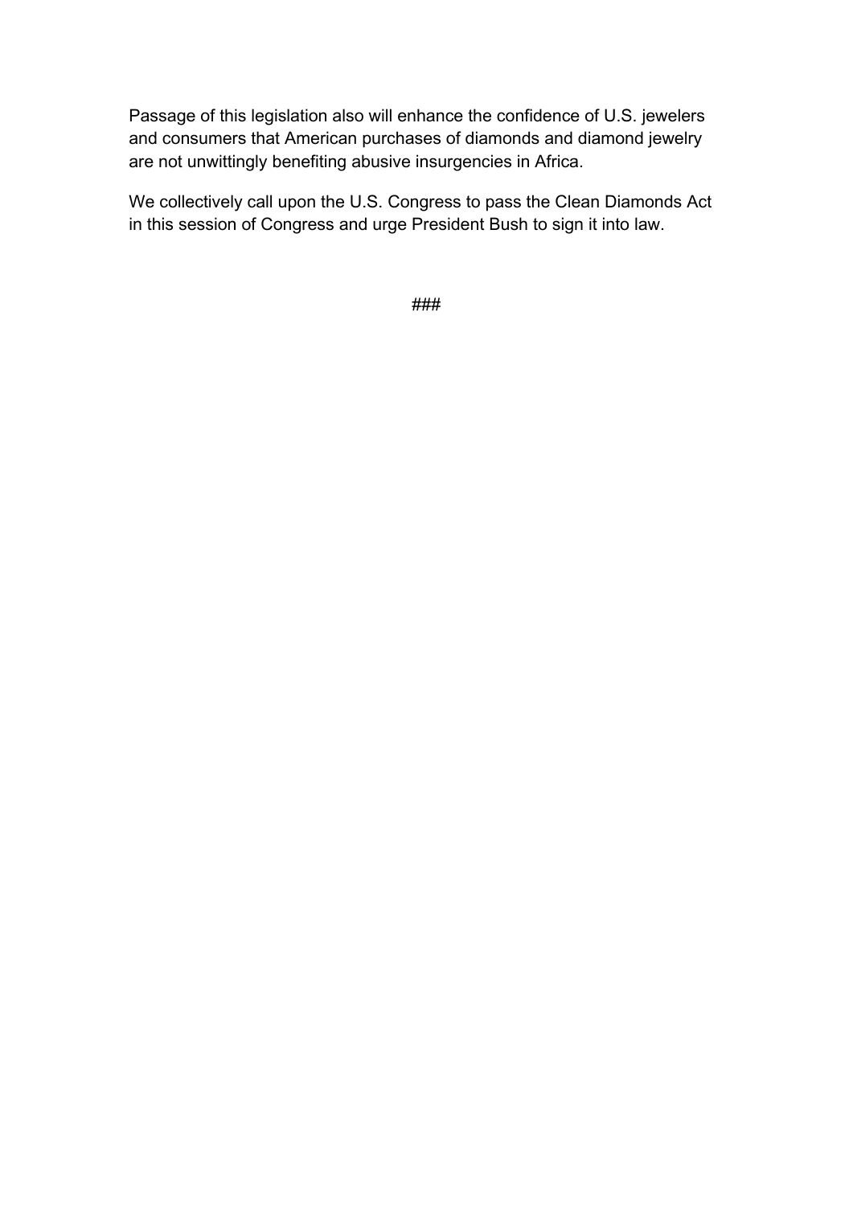Passage of this legislation also will enhance the confidence of U.S. jewelers and consumers that American purchases of diamonds and diamond jewelry are not unwittingly benefiting abusive insurgencies in Africa.

We collectively call upon the U.S. Congress to pass the Clean Diamonds Act in this session of Congress and urge President Bush to sign it into law.

###